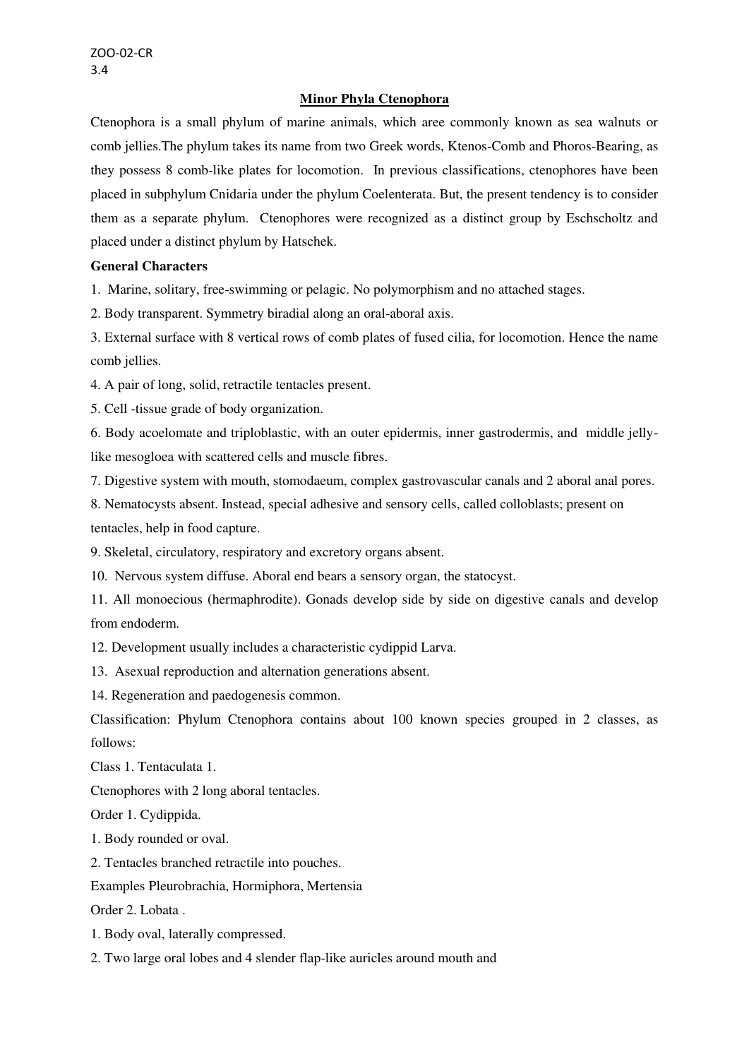ZOO-02-CR
3.4

## Minor Phyla Ctenophora

Ctenophora is a small phylum of marine animals, which aree commonly known as sea walnuts or comb jellies.The phylum takes its name from two Greek words, Ktenos-Comb and Phoros-Bearing, as they possess 8 comb-like plates for locomotion. In previous classifications, ctenophores have been placed in subphylum Cnidaria under the phylum Coelenterata. But, the present tendency is to consider them as a separate phylum. Ctenophores were recognized as a distinct group by Eschscholtz and placed under a distinct phylum by Hatschek.

**General Characters**

1. Marine, solitary, free-swimming or pelagic. No polymorphism and no attached stages.
2. Body transparent. Symmetry biradial along an oral-aboral axis.
3. External surface with 8 vertical rows of comb plates of fused cilia, for locomotion. Hence the name comb jellies.
4. A pair of long, solid, retractile tentacles present.
5. Cell -tissue grade of body organization.
6. Body acoelomate and triploblastic, with an outer epidermis, inner gastrodermis, and middle jelly-like mesogloea with scattered cells and muscle fibres.
7. Digestive system with mouth, stomodaeum, complex gastrovascular canals and 2 aboral anal pores.
8. Nematocysts absent. Instead, special adhesive and sensory cells, called colloblasts; present on tentacles, help in food capture.
9. Skeletal, circulatory, respiratory and excretory organs absent.
10. Nervous system diffuse. Aboral end bears a sensory organ, the statocyst.
11. All monoecious (hermaphrodite). Gonads develop side by side on digestive canals and develop from endoderm.
12. Development usually includes a characteristic cydippid Larva.
13. Asexual reproduction and alternation generations absent.
14. Regeneration and paedogenesis common.

Classification: Phylum Ctenophora contains about 100 known species grouped in 2 classes, as follows:

Class 1. Tentaculata 1.

Ctenophores with 2 long aboral tentacles.

Order 1. Cydippida.

1. Body rounded or oval.
2. Tentacles branched retractile into pouches.

Examples Pleurobrachia, Hormiphora, Mertensia

Order 2. Lobata .

1. Body oval, laterally compressed.
2. Two large oral lobes and 4 slender flap-like auricles around mouth and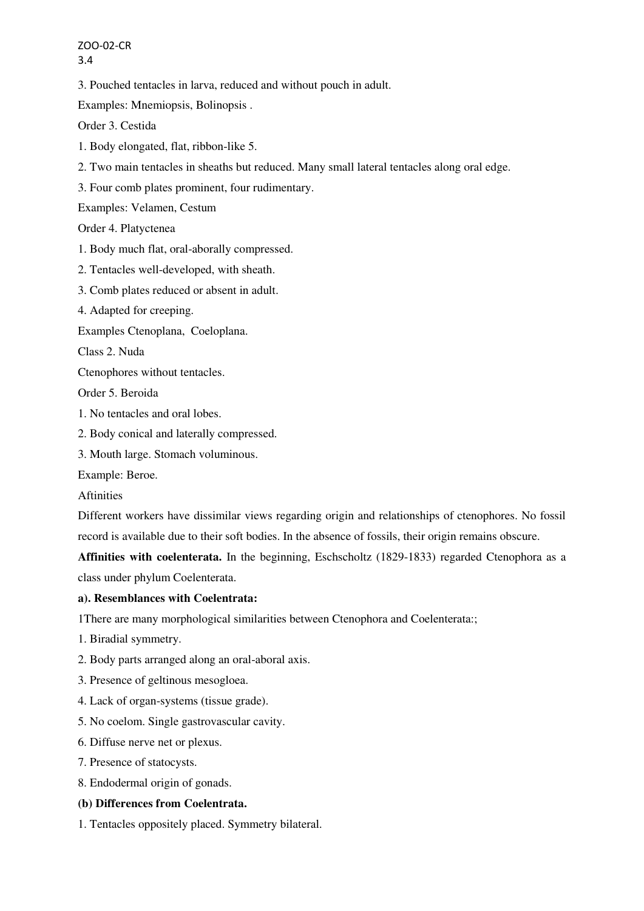3. Pouched tentacles in larva, reduced and without pouch in adult.

Examples: Mnemiopsis, Bolinopsis .

Order 3. Cestida

1. Body elongated, flat, ribbon-like 5.

2. Two main tentacles in sheaths but reduced. Many small lateral tentacles along oral edge.

3. Four comb plates prominent, four rudimentary.

Examples: Velamen, Cestum

Order 4. Platyctenea

1. Body much flat, oral-aborally compressed.

2. Tentacles well-developed, with sheath.

3. Comb plates reduced or absent in adult.

4. Adapted for creeping.

Examples Ctenoplana, Coeloplana.

Class 2. Nuda

Ctenophores without tentacles.

Order 5. Beroida

1. No tentacles and oral lobes.

2. Body conical and laterally compressed.

3. Mouth large. Stomach voluminous.

Example: Beroe.

Aftinities

Different workers have dissimilar views regarding origin and relationships of ctenophores. No fossil record is available due to their soft bodies. In the absence of fossils, their origin remains obscure.

**Affinities with coelenterata.** In the beginning, Eschscholtz (1829-1833) regarded Ctenophora as a class under phylum Coelenterata.

**a). Resemblances with Coelentrata:**

1There are many morphological similarities between Ctenophora and Coelenterata:;

1. Biradial symmetry.
2. Body parts arranged along an oral-aboral axis.
3. Presence of geltinous mesogloea.
4. Lack of organ-systems (tissue grade).
5. No coelom. Single gastrovascular cavity.
6. Diffuse nerve net or plexus.
7. Presence of statocysts.
8. Endodermal origin of gonads.

**(b) Differences from Coelentrata.**

1. Tentacles oppositely placed. Symmetry bilateral.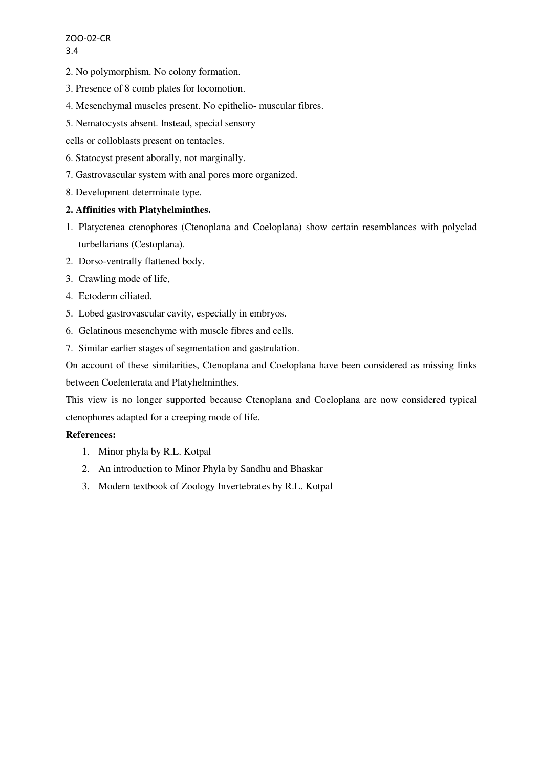2. No polymorphism. No colony formation.

3. Presence of 8 comb plates for locomotion.

4. Mesenchymal muscles present. No epithelio- muscular fibres.

5. Nematocysts absent. Instead, special sensory cells or colloblasts present on tentacles.

6. Statocyst present aborally, not marginally.

7. Gastrovascular system with anal pores more organized.

8. Development determinate type.

**2. Affinities with Platyhelminthes.**

1. Platyctenea ctenophores (Ctenoplana and Coeloplana) show certain resemblances with polyclad turbellarians (Cestoplana).
2. Dorso-ventrally flattened body.
3. Crawling mode of life,
4. Ectoderm ciliated.
5. Lobed gastrovascular cavity, especially in embryos.
6. Gelatinous mesenchyme with muscle fibres and cells.
7. Similar earlier stages of segmentation and gastrulation.

On account of these similarities, Ctenoplana and Coeloplana have been considered as missing links between Coelenterata and Platyhelminthes.

This view is no longer supported because Ctenoplana and Coeloplana are now considered typical ctenophores adapted for a creeping mode of life.

**References:**

1. Minor phyla by R.L. Kotpal
2. An introduction to Minor Phyla by Sandhu and Bhaskar
3. Modern textbook of Zoology Invertebrates by R.L. Kotpal